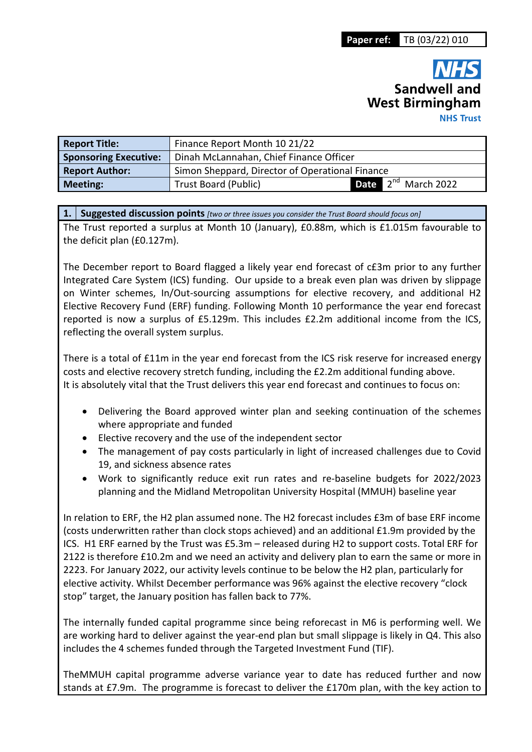| Paper ref: | TB (03/22) 010 |
|---|---|

**NHS**
**Sandwell and West Birmingham**
**NHS Trust**

| **Report Title:** | Finance Report Month 10 21/22 | | |
|---|---|---|---|
| **Sponsoring Executive:** | Dinah McLannahan, Chief Finance Officer | | |
| **Report Author:** | Simon Sheppard, Director of Operational Finance | | |
| **Meeting:** | Trust Board (Public) | **Date** | 2nd March 2022 |

## 1. Suggested discussion points *[two or three issues you consider the Trust Board should focus on]*

The Trust reported a surplus at Month 10 (January), £0.88m, which is £1.015m favourable to the deficit plan (£0.127m).

The December report to Board flagged a likely year end forecast of c£3m prior to any further Integrated Care System (ICS) funding. Our upside to a break even plan was driven by slippage on Winter schemes, In/Out-sourcing assumptions for elective recovery, and additional H2 Elective Recovery Fund (ERF) funding. Following Month 10 performance the year end forecast reported is now a surplus of £5.129m. This includes £2.2m additional income from the ICS, reflecting the overall system surplus.

There is a total of £11m in the year end forecast from the ICS risk reserve for increased energy costs and elective recovery stretch funding, including the £2.2m additional funding above.
It is absolutely vital that the Trust delivers this year end forecast and continues to focus on:

- Delivering the Board approved winter plan and seeking continuation of the schemes where appropriate and funded
- Elective recovery and the use of the independent sector
- The management of pay costs particularly in light of increased challenges due to Covid 19, and sickness absence rates
- Work to significantly reduce exit run rates and re-baseline budgets for 2022/2023 planning and the Midland Metropolitan University Hospital (MMUH) baseline year

In relation to ERF, the H2 plan assumed none. The H2 forecast includes £3m of base ERF income (costs underwritten rather than clock stops achieved) and an additional £1.9m provided by the ICS. H1 ERF earned by the Trust was £5.3m – released during H2 to support costs. Total ERF for 2122 is therefore £10.2m and we need an activity and delivery plan to earn the same or more in 2223. For January 2022, our activity levels continue to be below the H2 plan, particularly for elective activity. Whilst December performance was 96% against the elective recovery "clock stop" target, the January position has fallen back to 77%.

The internally funded capital programme since being reforecast in M6 is performing well. We are working hard to deliver against the year-end plan but small slippage is likely in Q4. This also includes the 4 schemes funded through the Targeted Investment Fund (TIF).

TheMMUH capital programme adverse variance year to date has reduced further and now stands at £7.9m. The programme is forecast to deliver the £170m plan, with the key action to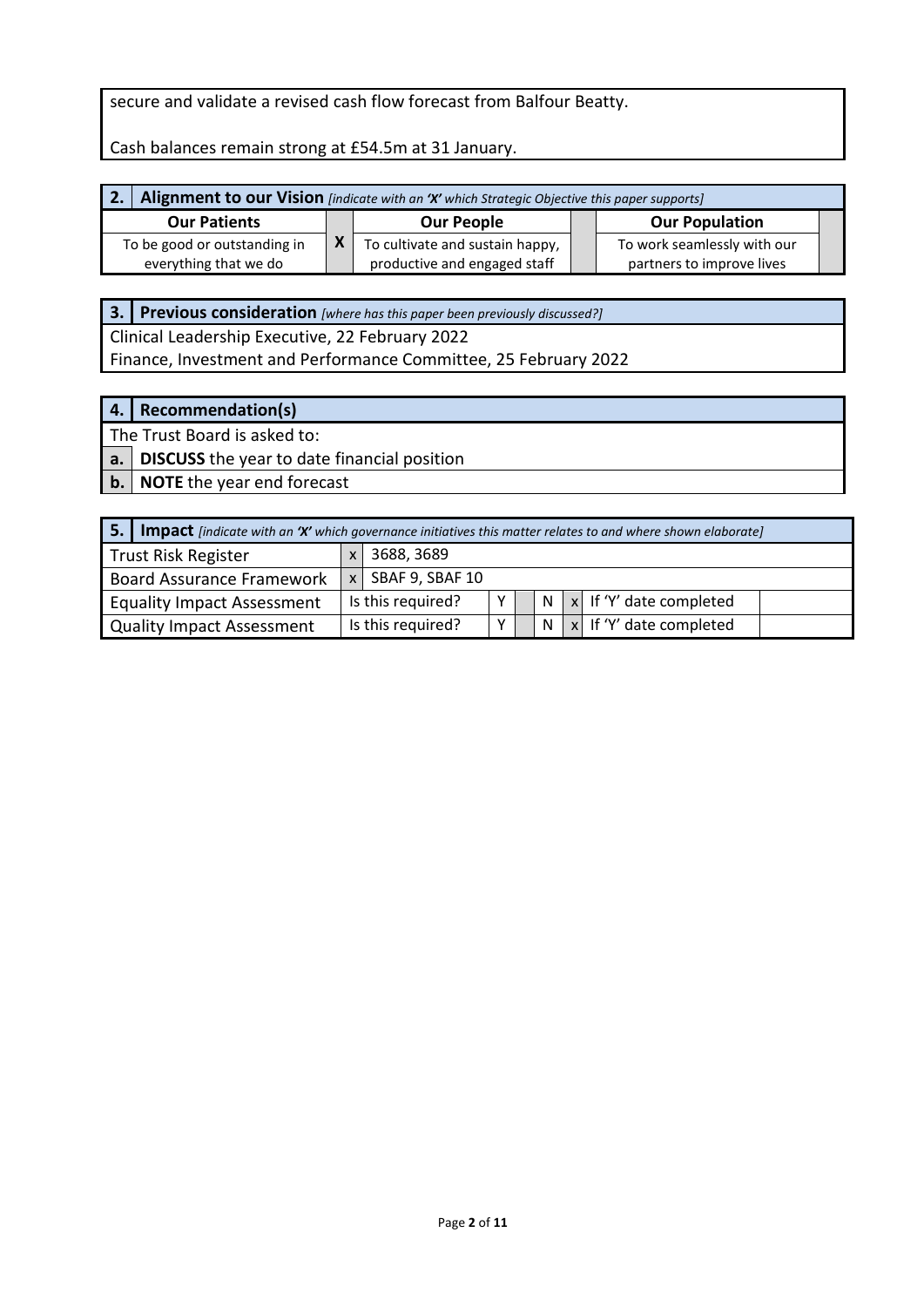secure and validate a revised cash flow forecast from Balfour Beatty.

Cash balances remain strong at £54.5m at 31 January.

| 2. | **Alignment to our Vision** *[indicate with an 'X' which Strategic Objective this paper supports]* | | | | |
|---|---|---|---|---|---|
| **Our Patients** | | **Our People** | | **Our Population** | |
| To be good or outstanding in everything that we do | X | To cultivate and sustain happy, productive and engaged staff | | To work seamlessly with our partners to improve lives | |

| 3. | **Previous consideration** *[where has this paper been previously discussed?]* |
|---|---|
| Clinical Leadership Executive, 22 February 2022 | |
| Finance, Investment and Performance Committee, 25 February 2022 | |

| 4. | **Recommendation(s)** |
|---|---|
| The Trust Board is asked to: | |
| **a.** | **DISCUSS** the year to date financial position |
| **b.** | **NOTE** the year end forecast |

| 5. | **Impact** *[indicate with an 'X' which governance initiatives this matter relates to and where shown elaborate]* | | | | | | | |
|---|---|---|---|---|---|---|---|---|
| Trust Risk Register | x | 3688, 3689 | | | | | | |
| Board Assurance Framework | x | SBAF 9, SBAF 10 | | | | | | |
| Equality Impact Assessment | | Is this required? | Y | | N | x | If 'Y' date completed | |
| Quality Impact Assessment | | Is this required? | Y | | N | x | If 'Y' date completed | |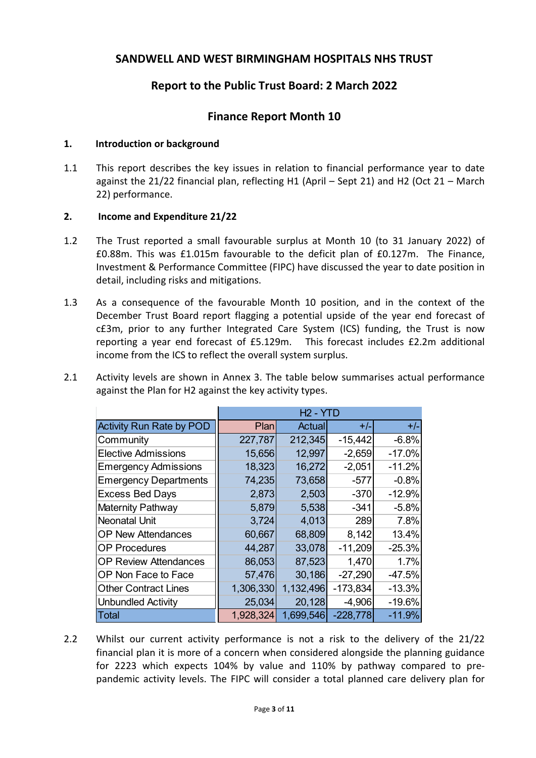## SANDWELL AND WEST BIRMINGHAM HOSPITALS NHS TRUST

## Report to the Public Trust Board: 2 March 2022

## Finance Report Month 10

### 1. Introduction or background

1.1 This report describes the key issues in relation to financial performance year to date against the 21/22 financial plan, reflecting H1 (April – Sept 21) and H2 (Oct 21 – March 22) performance.

### 2. Income and Expenditure 21/22

1.2 The Trust reported a small favourable surplus at Month 10 (to 31 January 2022) of £0.88m. This was £1.015m favourable to the deficit plan of £0.127m. The Finance, Investment & Performance Committee (FIPC) have discussed the year to date position in detail, including risks and mitigations.

1.3 As a consequence of the favourable Month 10 position, and in the context of the December Trust Board report flagging a potential upside of the year end forecast of c£3m, prior to any further Integrated Care System (ICS) funding, the Trust is now reporting a year end forecast of £5.129m. This forecast includes £2.2m additional income from the ICS to reflect the overall system surplus.

2.1 Activity levels are shown in Annex 3. The table below summarises actual performance against the Plan for H2 against the key activity types.

| | H2 - YTD | | | |
|---|---|---|---|---|
| Activity Run Rate by POD | Plan | Actual | +/- | +/- |
| Community | 227,787 | 212,345 | -15,442 | -6.8% |
| Elective Admissions | 15,656 | 12,997 | -2,659 | -17.0% |
| Emergency Admissions | 18,323 | 16,272 | -2,051 | -11.2% |
| Emergency Departments | 74,235 | 73,658 | -577 | -0.8% |
| Excess Bed Days | 2,873 | 2,503 | -370 | -12.9% |
| Maternity Pathway | 5,879 | 5,538 | -341 | -5.8% |
| Neonatal Unit | 3,724 | 4,013 | 289 | 7.8% |
| OP New Attendances | 60,667 | 68,809 | 8,142 | 13.4% |
| OP Procedures | 44,287 | 33,078 | -11,209 | -25.3% |
| OP Review Attendances | 86,053 | 87,523 | 1,470 | 1.7% |
| OP Non Face to Face | 57,476 | 30,186 | -27,290 | -47.5% |
| Other Contract Lines | 1,306,330 | 1,132,496 | -173,834 | -13.3% |
| Unbundled Activity | 25,034 | 20,128 | -4,906 | -19.6% |
| Total | 1,928,324 | 1,699,546 | -228,778 | -11.9% |

2.2 Whilst our current activity performance is not a risk to the delivery of the 21/22 financial plan it is more of a concern when considered alongside the planning guidance for 2223 which expects 104% by value and 110% by pathway compared to pre-pandemic activity levels. The FIPC will consider a total planned care delivery plan for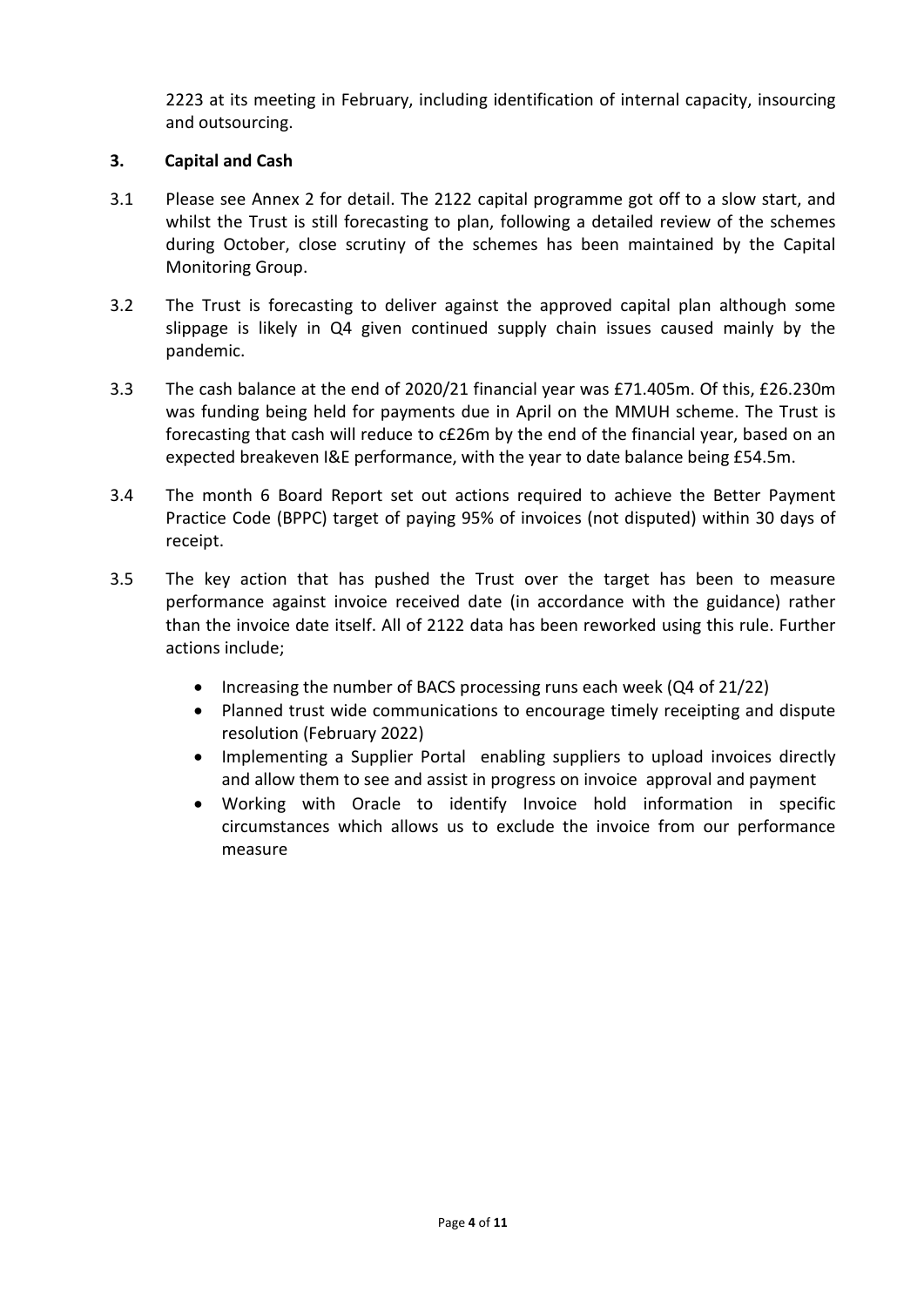2223 at its meeting in February, including identification of internal capacity, insourcing and outsourcing.

## 3. Capital and Cash

3.1 Please see Annex 2 for detail. The 2122 capital programme got off to a slow start, and whilst the Trust is still forecasting to plan, following a detailed review of the schemes during October, close scrutiny of the schemes has been maintained by the Capital Monitoring Group.

3.2 The Trust is forecasting to deliver against the approved capital plan although some slippage is likely in Q4 given continued supply chain issues caused mainly by the pandemic.

3.3 The cash balance at the end of 2020/21 financial year was £71.405m. Of this, £26.230m was funding being held for payments due in April on the MMUH scheme. The Trust is forecasting that cash will reduce to c£26m by the end of the financial year, based on an expected breakeven I&E performance, with the year to date balance being £54.5m.

3.4 The month 6 Board Report set out actions required to achieve the Better Payment Practice Code (BPPC) target of paying 95% of invoices (not disputed) within 30 days of receipt.

3.5 The key action that has pushed the Trust over the target has been to measure performance against invoice received date (in accordance with the guidance) rather than the invoice date itself. All of 2122 data has been reworked using this rule. Further actions include;

- Increasing the number of BACS processing runs each week (Q4 of 21/22)
- Planned trust wide communications to encourage timely receipting and dispute resolution (February 2022)
- Implementing a Supplier Portal enabling suppliers to upload invoices directly and allow them to see and assist in progress on invoice approval and payment
- Working with Oracle to identify Invoice hold information in specific circumstances which allows us to exclude the invoice from our performance measure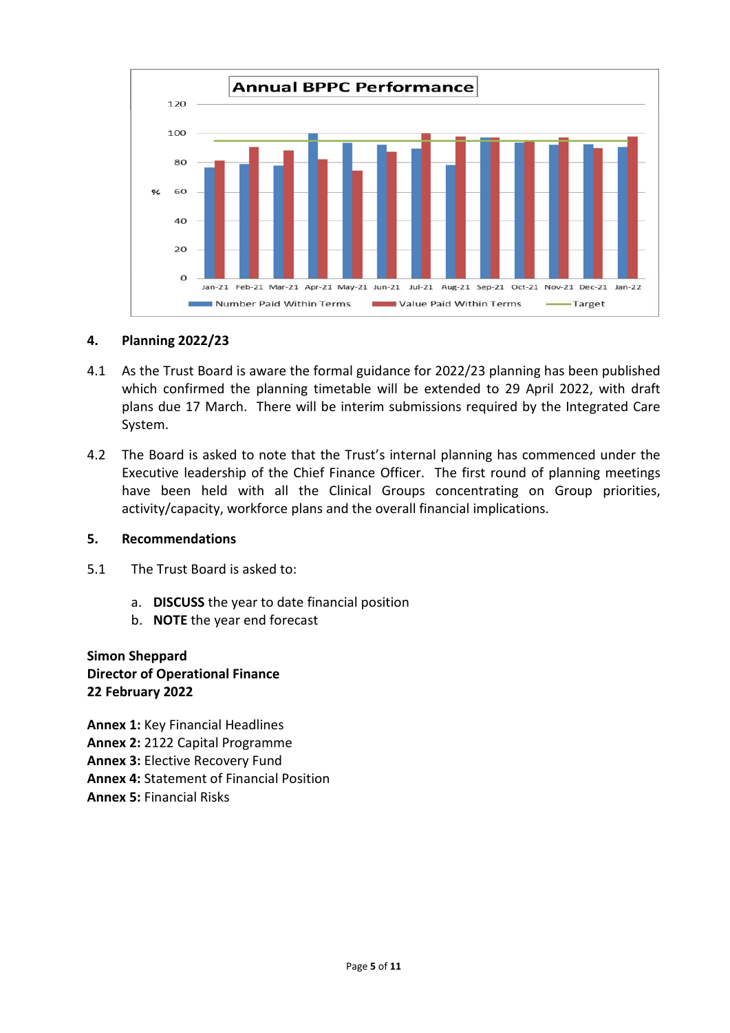**Annual BPPC Performance**

## 4. Planning 2022/23

4.1 As the Trust Board is aware the formal guidance for 2022/23 planning has been published which confirmed the planning timetable will be extended to 29 April 2022, with draft plans due 17 March. There will be interim submissions required by the Integrated Care System.

4.2 The Board is asked to note that the Trust's internal planning has commenced under the Executive leadership of the Chief Finance Officer. The first round of planning meetings have been held with all the Clinical Groups concentrating on Group priorities, activity/capacity, workforce plans and the overall financial implications.

## 5. Recommendations

5.1 The Trust Board is asked to:

a. **DISCUSS** the year to date financial position
b. **NOTE** the year end forecast

**Simon Sheppard**
**Director of Operational Finance**
**22 February 2022**

**Annex 1:** Key Financial Headlines
**Annex 2:** 2122 Capital Programme
**Annex 3:** Elective Recovery Fund
**Annex 4:** Statement of Financial Position
**Annex 5:** Financial Risks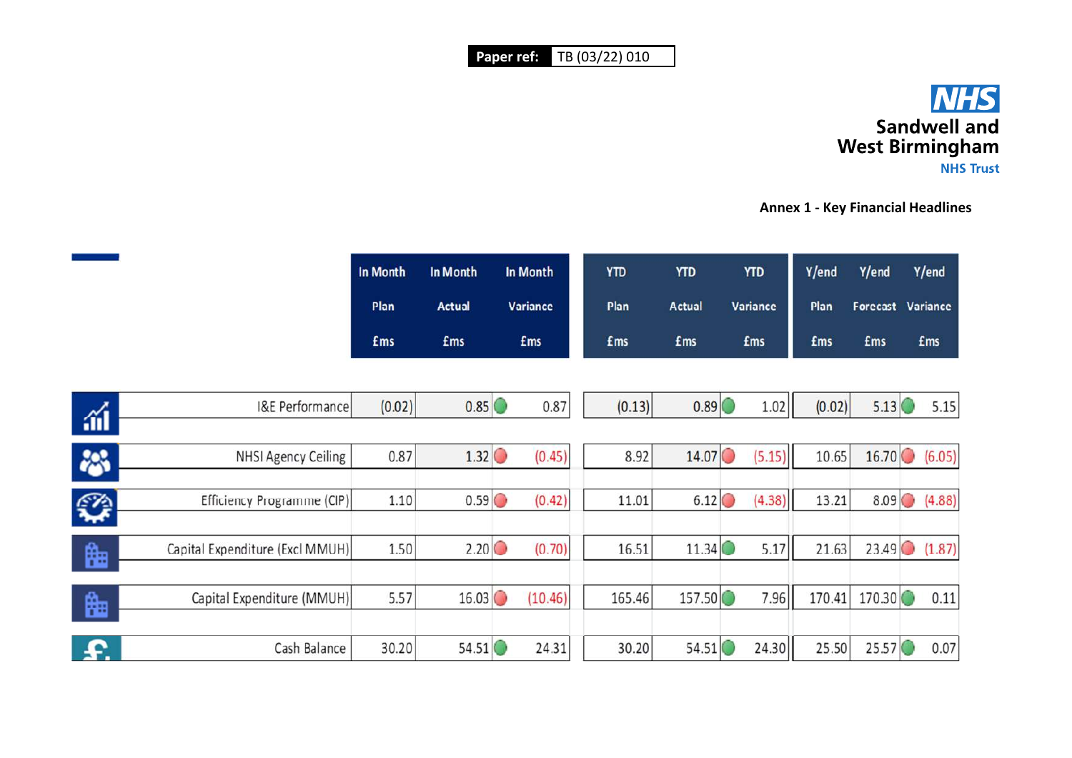Paper ref: TB (03/22) 010

**Sandwell and West Birmingham NHS Trust**

**Annex 1 - Key Financial Headlines**

| | In Month Plan £ms | In Month Actual £ms | In Month Variance £ms | YTD Plan £ms | YTD Actual £ms | YTD Variance £ms | Y/end Plan £ms | Y/end Forecast £ms | Y/end Variance £ms |
|---|---|---|---|---|---|---|---|---|---|
| I&E Performance | (0.02) | 0.85 | 0.87 | (0.13) | 0.89 | 1.02 | (0.02) | 5.13 | 5.15 |
| NHSI Agency Ceiling | 0.87 | 1.32 | (0.45) | 8.92 | 14.07 | (5.15) | 10.65 | 16.70 | (6.05) |
| Efficiency Programme (CIP) | 1.10 | 0.59 | (0.42) | 11.01 | 6.12 | (4.38) | 13.21 | 8.09 | (4.88) |
| Capital Expenditure (Excl MMUH) | 1.50 | 2.20 | (0.70) | 16.51 | 11.34 | 5.17 | 21.63 | 23.49 | (1.87) |
| Capital Expenditure (MMUH) | 5.57 | 16.03 | (10.46) | 165.46 | 157.50 | 7.96 | 170.41 | 170.30 | 0.11 |
| Cash Balance | 30.20 | 54.51 | 24.31 | 30.20 | 54.51 | 24.30 | 25.50 | 25.57 | 0.07 |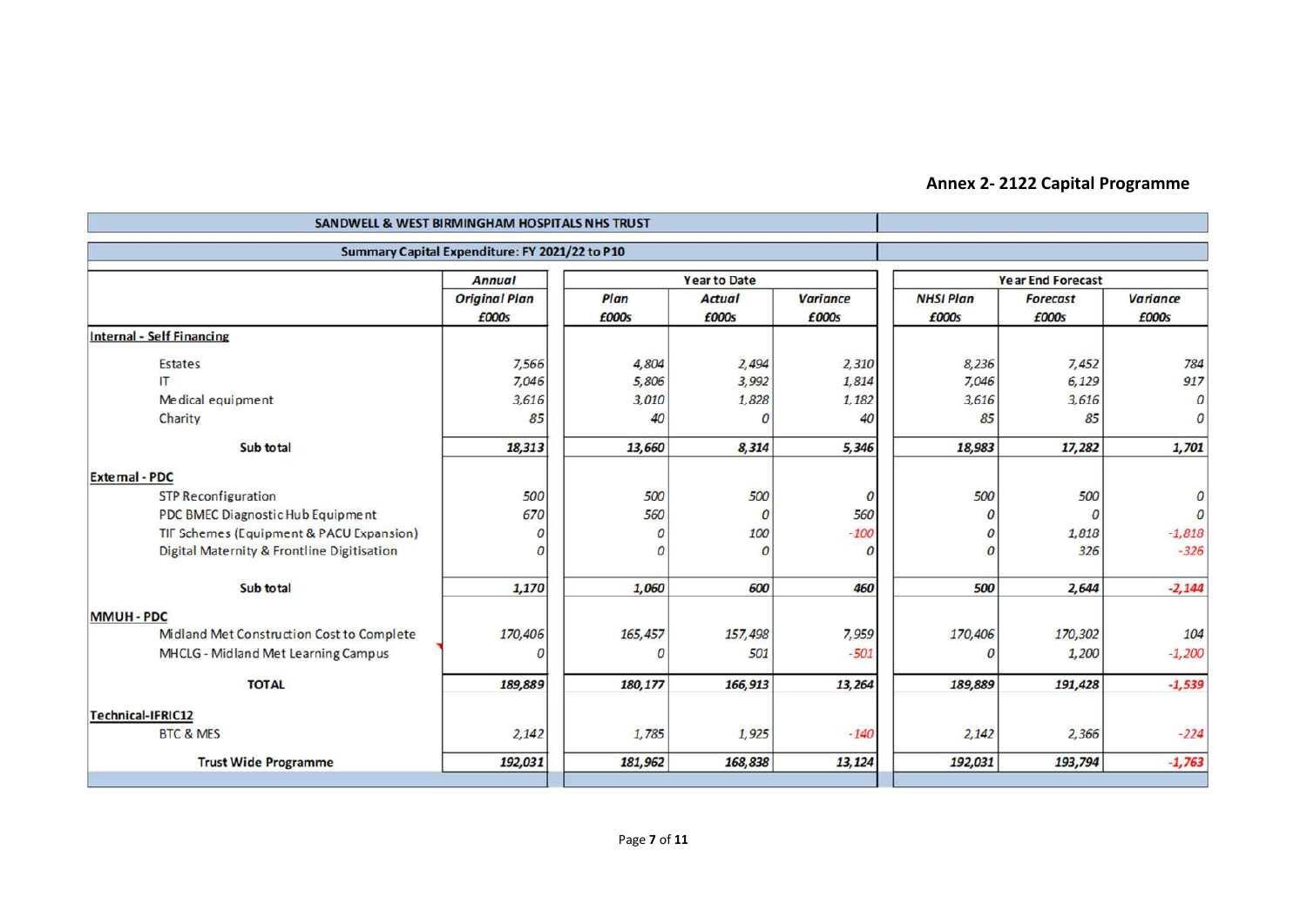## Annex 2- 2122 Capital Programme

**SANDWELL & WEST BIRMINGHAM HOSPITALS NHS TRUST**

**Summary Capital Expenditure: FY 2021/22 to P10**

| | Annual | Year to Date | | | Year End Forecast | | |
|---|---|---|---|---|---|---|---|
| | Original Plan £000s | Plan £000s | Actual £000s | Variance £000s | NHSI Plan £000s | Forecast £000s | Variance £000s |
| **Internal - Self Financing** | | | | | | | |
| Estates | 7,566 | 4,804 | 2,494 | 2,310 | 8,236 | 7,452 | 784 |
| IT | 7,046 | 5,806 | 3,992 | 1,814 | 7,046 | 6,129 | 917 |
| Medical equipment | 3,616 | 3,010 | 1,828 | 1,182 | 3,616 | 3,616 | 0 |
| Charity | 85 | 40 | 0 | 40 | 85 | 85 | 0 |
| **Sub total** | **18,313** | **13,660** | **8,314** | **5,346** | **18,983** | **17,282** | **1,701** |
| **External - PDC** | | | | | | | |
| STP Reconfiguration | 500 | 500 | 500 | 0 | 500 | 500 | 0 |
| PDC BMEC Diagnostic Hub Equipment | 670 | 560 | 0 | 560 | 0 | 0 | 0 |
| TIF Schemes (Equipment & PACU Expansion) | 0 | 0 | 100 | -100 | 0 | 1,818 | -1,818 |
| Digital Maternity & Frontline Digitisation | 0 | 0 | 0 | 0 | 0 | 326 | -326 |
| **Sub total** | **1,170** | **1,060** | **600** | **460** | **500** | **2,644** | **-2,144** |
| **MMUH - PDC** | | | | | | | |
| Midland Met Construction Cost to Complete | 170,406 | 165,457 | 157,498 | 7,959 | 170,406 | 170,302 | 104 |
| MHCLG - Midland Met Learning Campus | 0 | 0 | 501 | -501 | 0 | 1,200 | -1,200 |
| **TOTAL** | **189,889** | **180,177** | **166,913** | **13,264** | **189,889** | **191,428** | **-1,539** |
| **Technical-IFRIC12** | | | | | | | |
| BTC & MES | 2,142 | 1,785 | 1,925 | -140 | 2,142 | 2,366 | -224 |
| **Trust Wide Programme** | **192,031** | **181,962** | **168,838** | **13,124** | **192,031** | **193,794** | **-1,763** |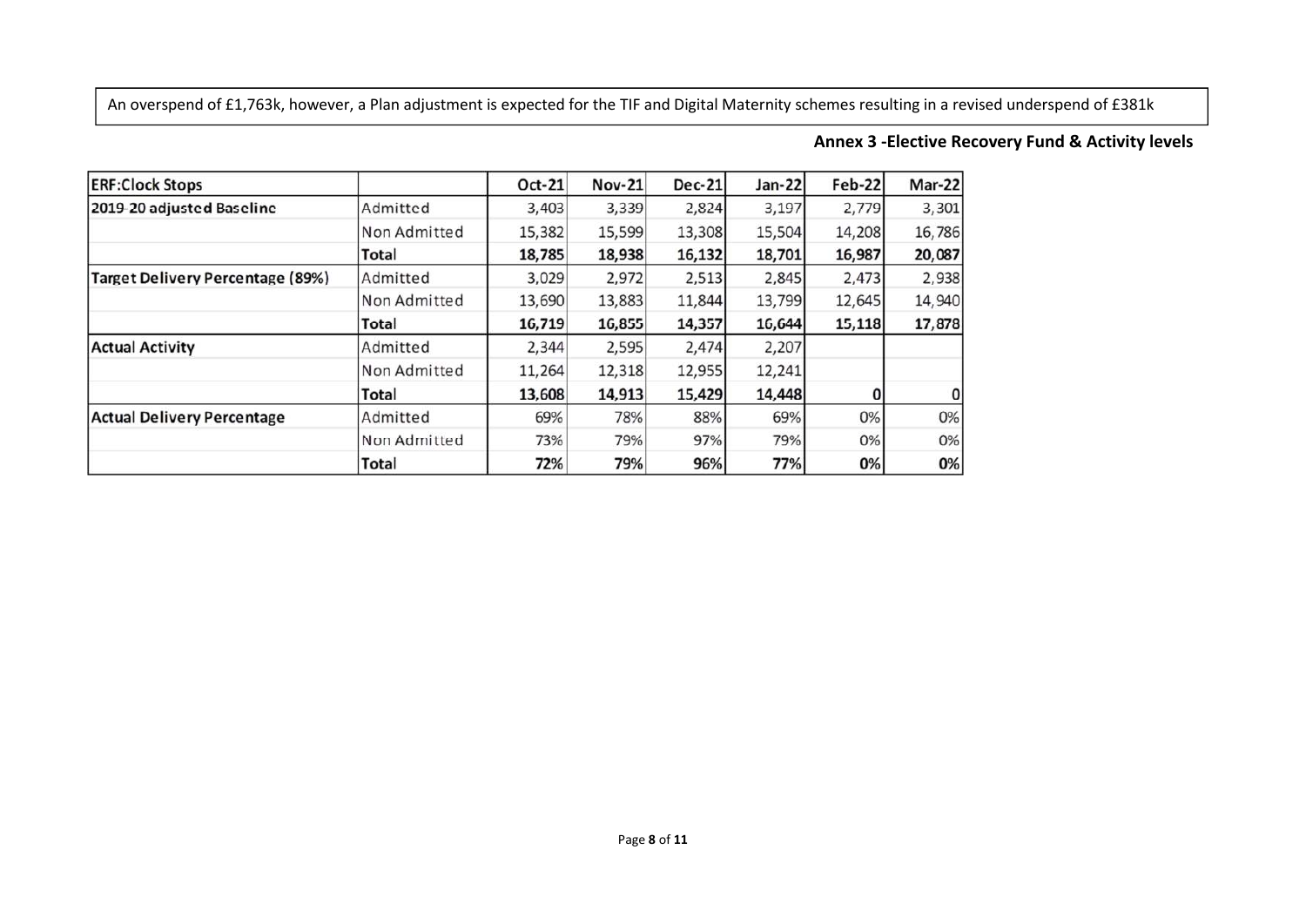An overspend of £1,763k, however, a Plan adjustment is expected for the TIF and Digital Maternity schemes resulting in a revised underspend of £381k

## Annex 3 -Elective Recovery Fund & Activity levels

| ERF:Clock Stops | | Oct-21 | Nov-21 | Dec-21 | Jan-22 | Feb-22 | Mar-22 |
|---|---|---|---|---|---|---|---|
| 2019-20 adjusted Baseline | Admitted | 3,403 | 3,339 | 2,824 | 3,197 | 2,779 | 3,301 |
| | Non Admitted | 15,382 | 15,599 | 13,308 | 15,504 | 14,208 | 16,786 |
| | **Total** | **18,785** | **18,938** | **16,132** | **18,701** | **16,987** | **20,087** |
| Target Delivery Percentage (89%) | Admitted | 3,029 | 2,972 | 2,513 | 2,845 | 2,473 | 2,938 |
| | Non Admitted | 13,690 | 13,883 | 11,844 | 13,799 | 12,645 | 14,940 |
| | **Total** | **16,719** | **16,855** | **14,357** | **16,644** | **15,118** | **17,878** |
| Actual Activity | Admitted | 2,344 | 2,595 | 2,474 | 2,207 | | |
| | Non Admitted | 11,264 | 12,318 | 12,955 | 12,241 | | |
| | **Total** | **13,608** | **14,913** | **15,429** | **14,448** | **0** | **0** |
| Actual Delivery Percentage | Admitted | 69% | 78% | 88% | 69% | 0% | 0% |
| | Non Admitted | 73% | 79% | 97% | 79% | 0% | 0% |
| | **Total** | **72%** | **79%** | **96%** | **77%** | **0%** | **0%** |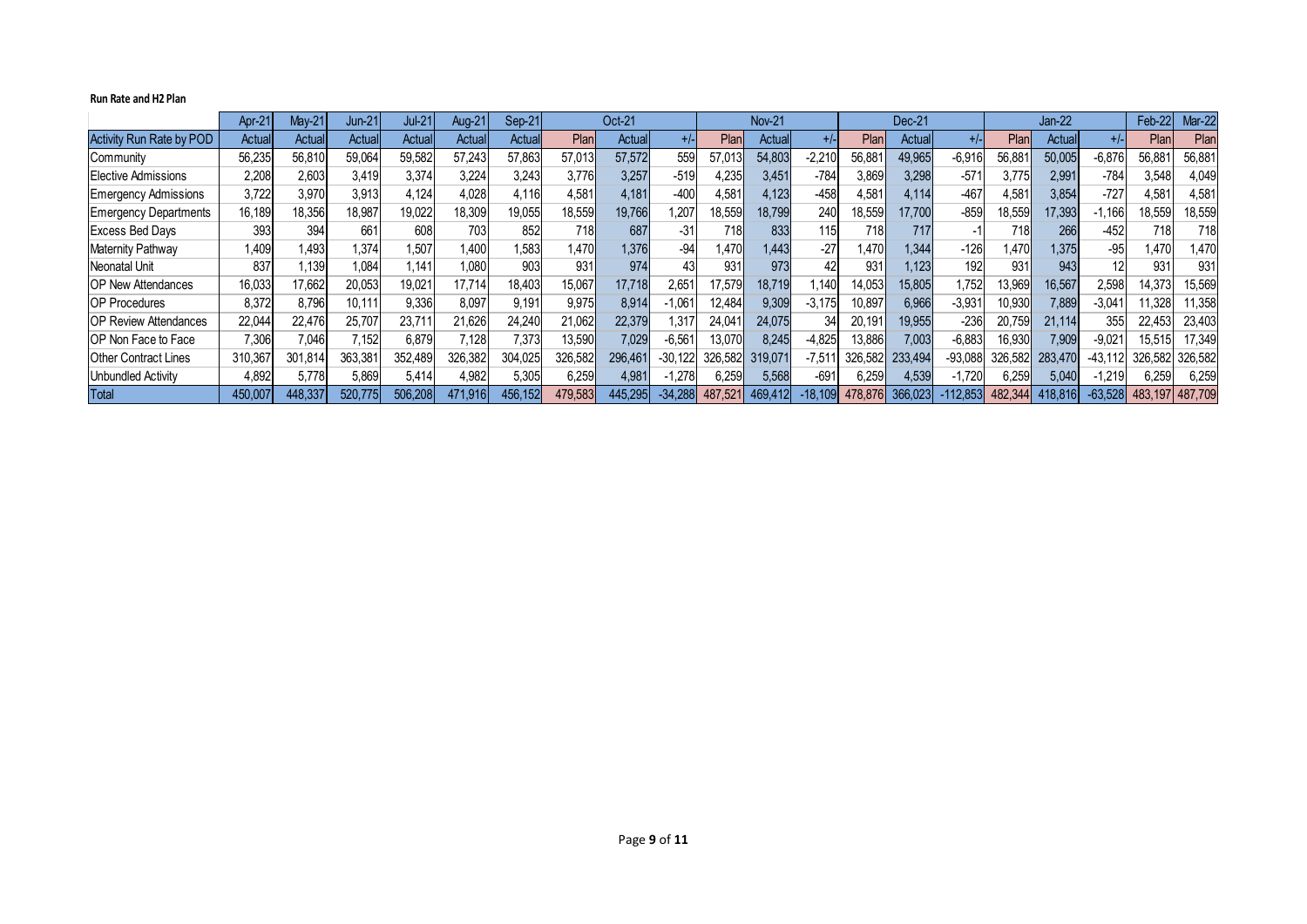**Run Rate and H2 Plan**

| | Apr-21 | May-21 | Jun-21 | Jul-21 | Aug-21 | Sep-21 | Oct-21 | | | Nov-21 | | | Dec-21 | | | Jan-22 | | | Feb-22 | Mar-22 |
|---|---|---|---|---|---|---|---|---|---|---|---|---|---|---|---|---|---|---|---|---|
| Activity Run Rate by POD | Actual | Actual | Actual | Actual | Actual | Actual | Plan | Actual | +/- | Plan | Actual | +/- | Plan | Actual | +/- | Plan | Actual | +/- | Plan | Plan |
| Community | 56,235 | 56,810 | 59,064 | 59,582 | 57,243 | 57,863 | 57,013 | 57,572 | 559 | 57,013 | 54,803 | -2,210 | 56,881 | 49,965 | -6,916 | 56,881 | 50,005 | -6,876 | 56,881 | 56,881 |
| Elective Admissions | 2,208 | 2,603 | 3,419 | 3,374 | 3,224 | 3,243 | 3,776 | 3,257 | -519 | 4,235 | 3,451 | -784 | 3,869 | 3,298 | -571 | 3,775 | 2,991 | -784 | 3,548 | 4,049 |
| Emergency Admissions | 3,722 | 3,970 | 3,913 | 4,124 | 4,028 | 4,116 | 4,581 | 4,181 | -400 | 4,581 | 4,123 | -458 | 4,581 | 4,114 | -467 | 4,581 | 3,854 | -727 | 4,581 | 4,581 |
| Emergency Departments | 16,189 | 18,356 | 18,987 | 19,022 | 18,309 | 19,055 | 18,559 | 19,766 | 1,207 | 18,559 | 18,799 | 240 | 18,559 | 17,700 | -859 | 18,559 | 17,393 | -1,166 | 18,559 | 18,559 |
| Excess Bed Days | 393 | 394 | 661 | 608 | 703 | 852 | 718 | 687 | -31 | 718 | 833 | 115 | 718 | 717 | -1 | 718 | 266 | -452 | 718 | 718 |
| Maternity Pathway | 1,409 | 1,493 | 1,374 | 1,507 | 1,400 | 1,583 | 1,470 | 1,376 | -94 | 1,470 | 1,443 | -27 | 1,470 | 1,344 | -126 | 1,470 | 1,375 | -95 | 1,470 | 1,470 |
| Neonatal Unit | 837 | 1,139 | 1,084 | 1,141 | 1,080 | 903 | 931 | 974 | 43 | 931 | 973 | 42 | 931 | 1,123 | 192 | 931 | 943 | 12 | 931 | 931 |
| OP New Attendances | 16,033 | 17,662 | 20,053 | 19,021 | 17,714 | 18,403 | 15,067 | 17,718 | 2,651 | 17,579 | 18,719 | 1,140 | 14,053 | 15,805 | 1,752 | 13,969 | 16,567 | 2,598 | 14,373 | 15,569 |
| OP Procedures | 8,372 | 8,796 | 10,111 | 9,336 | 8,097 | 9,191 | 9,975 | 8,914 | -1,061 | 12,484 | 9,309 | -3,175 | 10,897 | 6,966 | -3,931 | 10,930 | 7,889 | -3,041 | 11,328 | 11,358 |
| OP Review Attendances | 22,044 | 22,476 | 25,707 | 23,711 | 21,626 | 24,240 | 21,062 | 22,379 | 1,317 | 24,041 | 24,075 | 34 | 20,191 | 19,955 | -236 | 20,759 | 21,114 | 355 | 22,453 | 23,403 |
| OP Non Face to Face | 7,306 | 7,046 | 7,152 | 6,879 | 7,128 | 7,373 | 13,590 | 7,029 | -6,561 | 13,070 | 8,245 | -4,825 | 13,886 | 7,003 | -6,883 | 16,930 | 7,909 | -9,021 | 15,515 | 17,349 |
| Other Contract Lines | 310,367 | 301,814 | 363,381 | 352,489 | 326,382 | 304,025 | 326,582 | 296,461 | -30,122 | 326,582 | 319,071 | -7,511 | 326,582 | 233,494 | -93,088 | 326,582 | 283,470 | -43,112 | 326,582 | 326,582 |
| Unbundled Activity | 4,892 | 5,778 | 5,869 | 5,414 | 4,982 | 5,305 | 6,259 | 4,981 | -1,278 | 6,259 | 5,568 | -691 | 6,259 | 4,539 | -1,720 | 6,259 | 5,040 | -1,219 | 6,259 | 6,259 |
| Total | 450,007 | 448,337 | 520,775 | 506,208 | 471,916 | 456,152 | 479,583 | 445,295 | -34,288 | 487,521 | 469,412 | -18,109 | 478,876 | 366,023 | -112,853 | 482,344 | 418,816 | -63,528 | 483,197 | 487,709 |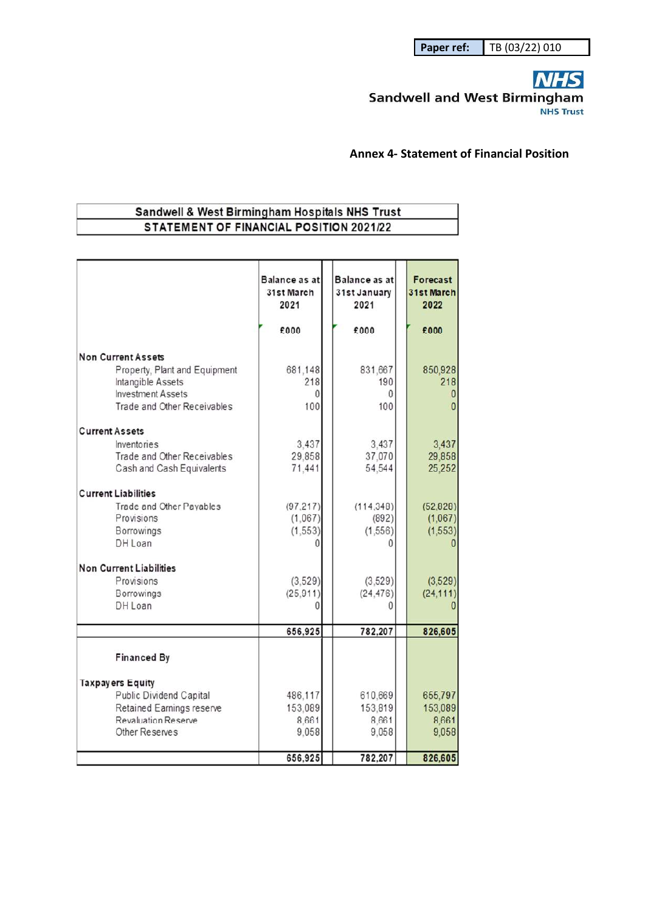| Paper ref: | TB (03/22) 010 |
|---|---|

Sandwell and West Birmingham NHS Trust

**Annex 4- Statement of Financial Position**

| Sandwell & West Birmingham Hospitals NHS Trust |
|---|
| STATEMENT OF FINANCIAL POSITION 2021/22 |

| | Balance as at 31st March 2021 | Balance as at 31st January 2021 | Forecast 31st March 2022 |
|---|---|---|---|
| | £000 | £000 | £000 |
| **Non Current Assets** | | | |
| Property, Plant and Equipment | 681,148 | 831,667 | 850,928 |
| Intangible Assets | 218 | 190 | 218 |
| Investment Assets | 0 | 0 | 0 |
| Trade and Other Receivables | 100 | 100 | 0 |
| **Current Assets** | | | |
| Inventories | 3,437 | 3,437 | 3,437 |
| Trade and Other Receivables | 29,858 | 37,070 | 29,858 |
| Cash and Cash Equivalents | 71,441 | 54,544 | 25,252 |
| **Current Liabilities** | | | |
| Trade and Other Payables | (97,217) | (114,348) | (52,828) |
| Provisions | (1,067) | (892) | (1,067) |
| Borrowings | (1,553) | (1,556) | (1,553) |
| DH Loan | 0 | 0 | 0 |
| **Non Current Liabilities** | | | |
| Provisions | (3,529) | (3,529) | (3,529) |
| Borrowings | (25,911) | (24,476) | (24,111) |
| DH Loan | 0 | 0 | 0 |
| | **656,925** | **782,207** | **826,605** |
| **Financed By** | | | |
| **Taxpayers Equity** | | | |
| Public Dividend Capital | 486,117 | 610,669 | 655,797 |
| Retained Earnings reserve | 153,089 | 153,819 | 153,089 |
| Revaluation Reserve | 8,661 | 8,661 | 8,661 |
| Other Reserves | 9,058 | 9,058 | 9,058 |
| | **656,925** | **782,207** | **826,605** |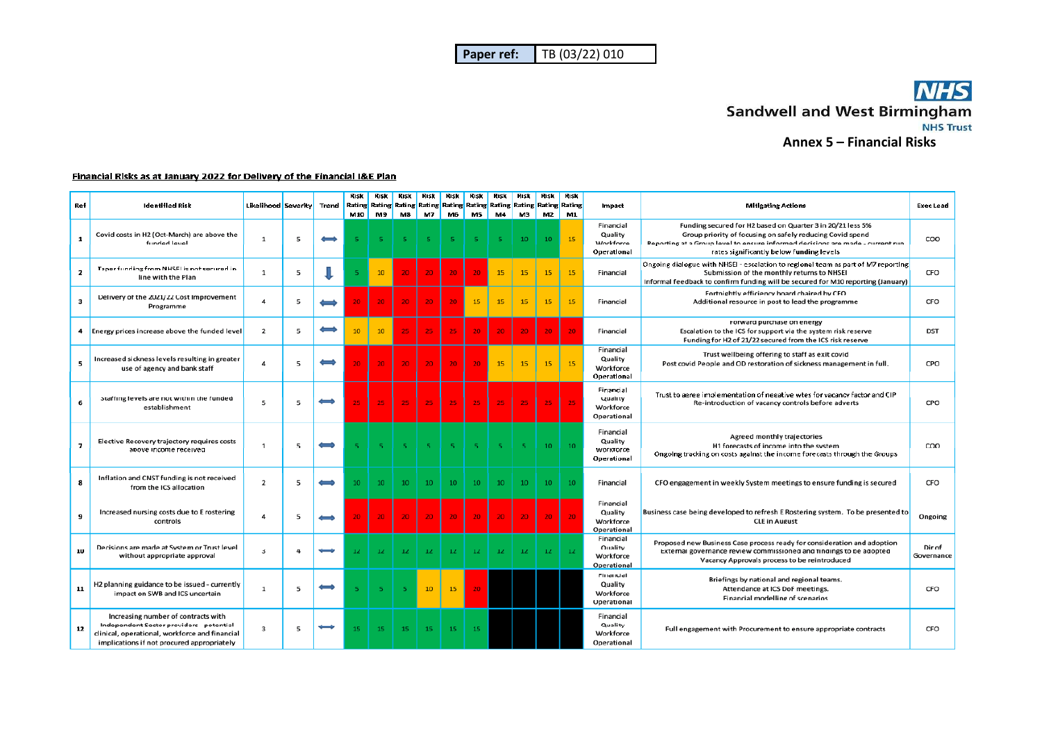| Paper ref: | TB (03/22) 010 |
|---|---|

Sandwell and West Birmingham NHS Trust

## Annex 5 – Financial Risks

**Financial Risks as at January 2022 for Delivery of the Financial I&E Plan**

| Ref | Identified Risk | Likelihood | Severity | Trend | Risk Rating M10 | Risk Rating M9 | Risk Rating M8 | Risk Rating M7 | Risk Rating M6 | Risk Rating M5 | Risk Rating M4 | Risk Rating M3 | Risk Rating M2 | Risk Rating M1 | Impact | Mitigating Actions | Exec Lead |
|---|---|---|---|---|---|---|---|---|---|---|---|---|---|---|---|---|---|
| 1 | Covid costs in H2 (Oct-March) are above the funded level | 1 | 5 | ⟺ | 5 | 5 | 5 | 5 | 5 | 5 | 5 | 10 | 10 | 15 | Financial Quality Workforce Operational | Funding secured for H2 based on Quarter 3 in 20/21 less 5% Group priority of focusing on safely reducing Covid spend Reporting at a Group level to ensure informed decisions are made - current run rates significantly below funding levels | COO |
| 2 | Taper funding from NHSEI is not secured in line with the Plan | 1 | 5 | ⬇ | 5 | 10 | 20 | 20 | 20 | 20 | 15 | 15 | 15 | 15 | Financial | Ongoing dialogue with NHSEI - escalation to regional team as part of M7 reporting Submission of the monthly returns to NHSEI Informal feedback to confirm funding will be secured for M10 reporting (January) | CFO |
| 3 | Delivery of the 2021/22 Cost Improvement Programme | 4 | 5 | ⟺ | 20 | 20 | 20 | 20 | 20 | 15 | 15 | 15 | 15 | 15 | Financial | Fortnightly efficiency board chaired by CFO Additional resource in post to lead the programme | CFO |
| 4 | Energy prices increase above the funded level | 2 | 5 | ⟺ | 10 | 10 | 25 | 25 | 25 | 20 | 20 | 20 | 20 | 20 | Financial | Forward purchase on energy Escalation to the ICS for support via the system risk reserve Funding for H2 of 21/22 secured from the ICS risk reserve | DST |
| 5 | Increased sickness levels resulting in greater use of agency and bank staff | 4 | 5 | ⟺ | 20 | 20 | 20 | 20 | 20 | 20 | 15 | 15 | 15 | 15 | Financial Quality Workforce Operational | Trust wellbeing offering to staff as exit covid Post covid People and OD restoration of sickness management in full. | CPO |
| 6 | Staffing levels are not within the funded establishment | 5 | 5 | ⟺ | 25 | 25 | 25 | 25 | 25 | 25 | 25 | 25 | 25 | 25 | Financial Quality Workforce Operational | Trust to agree implementation of negative wtes for vacancy factor and CIP Re-introduction of vacancy controls before adverts | CPO |
| 7 | Elective Recovery trajectory requires costs above income received | 1 | 5 | ⟺ | 5 | 5 | 5 | 5 | 5 | 5 | 5 | 5 | 10 | 10 | Financial Quality Workforce Operational | Agreed monthly trajectories H1 forecasts of income into the system Ongoing tracking on costs against the income forecasts through the Groups | COO |
| 8 | Inflation and CNST funding is not received from the ICS allocation | 2 | 5 | ⟺ | 10 | 10 | 10 | 10 | 10 | 10 | 10 | 10 | 10 | 10 | Financial | CFO engagement in weekly System meetings to ensure funding is secured | CFO |
| 9 | Increased nursing costs due to E rostering controls | 4 | 5 | ⟺ | 20 | 20 | 20 | 20 | 20 | 20 | 20 | 20 | 20 | 20 | Financial Quality Workforce Operational | Business case being developed to refresh E Rostering system. To be presented to CLE in August | Ongoing |
| 10 | Decisions are made at System or Trust level without appropriate approval | 3 | 4 | ⟺ | 12 | 12 | 12 | 12 | 12 | 12 | 12 | 12 | 12 | 12 | Financial Quality Workforce Operational | Proposed new Business Case process ready for consideration and adoption External governance review commissioned and findings to be adopted Vacancy Approvals process to be reintroduced | Dir of Governance |
| 11 | H2 planning guidance to be issued - currently impact on SWB and ICS uncertain | 1 | 5 | ⟺ | 5 | 5 | 5 | 10 | 15 | 20 | | | | | Financial Quality Workforce Operational | Briefings by national and regional teams. Attendance at ICS DoF meetings. Financial modelling of scenarios | CFO |
| 12 | Increasing number of contracts with Independent Sector providers - potential clinical, operational, workforce and financial implications if not procured appropriately | 3 | 5 | ⟺ | 15 | 15 | 15 | 15 | 15 | 15 | | | | | Financial Quality Workforce Operational | Full engagement with Procurement to ensure appropriate contracts | CFO |